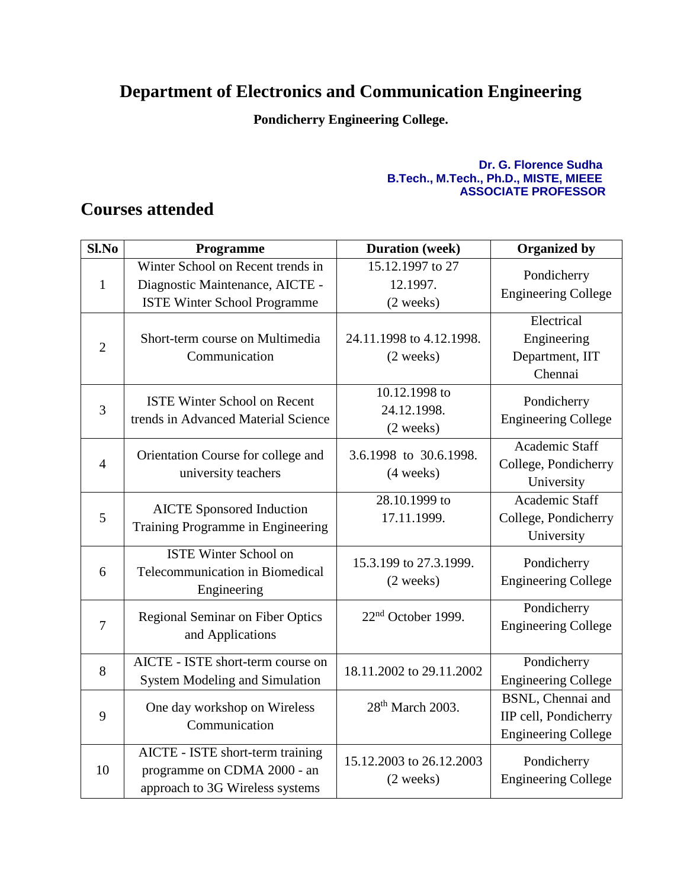# Department of Electronics and Communication Engineering

**Pondicherry Engineering College.**

**Dr. G. Florence Sudha**
**B.Tech., M.Tech., Ph.D., MISTE, MIEEE**
**ASSOCIATE PROFESSOR**

## Courses attended

| Sl.No | Programme | Duration (week) | Organized by |
|---|---|---|---|
| 1 | Winter School on Recent trends in Diagnostic Maintenance, AICTE - ISTE Winter School Programme | 15.12.1997 to 27 12.1997. (2 weeks) | Pondicherry Engineering College |
| 2 | Short-term course on Multimedia Communication | 24.11.1998 to 4.12.1998. (2 weeks) | Electrical Engineering Department, IIT Chennai |
| 3 | ISTE Winter School on Recent trends in Advanced Material Science | 10.12.1998 to 24.12.1998. (2 weeks) | Pondicherry Engineering College |
| 4 | Orientation Course for college and university teachers | 3.6.1998 to 30.6.1998. (4 weeks) | Academic Staff College, Pondicherry University |
| 5 | AICTE Sponsored Induction Training Programme in Engineering | 28.10.1999 to 17.11.1999. | Academic Staff College, Pondicherry University |
| 6 | ISTE Winter School on Telecommunication in Biomedical Engineering | 15.3.199 to 27.3.1999. (2 weeks) | Pondicherry Engineering College |
| 7 | Regional Seminar on Fiber Optics and Applications | 22nd October 1999. | Pondicherry Engineering College |
| 8 | AICTE - ISTE short-term course on System Modeling and Simulation | 18.11.2002 to 29.11.2002 | Pondicherry Engineering College |
| 9 | One day workshop on Wireless Communication | 28th March 2003. | BSNL, Chennai and IIP cell, Pondicherry Engineering College |
| 10 | AICTE - ISTE short-term training programme on CDMA 2000 - an approach to 3G Wireless systems | 15.12.2003 to 26.12.2003 (2 weeks) | Pondicherry Engineering College |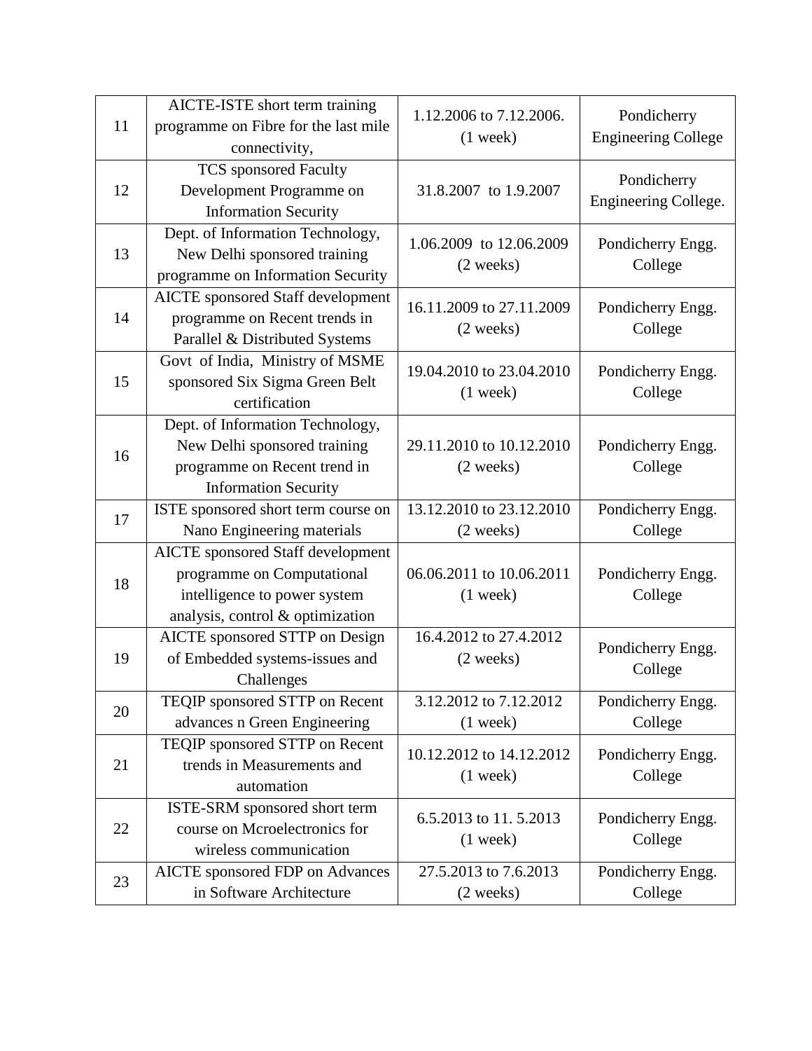| | | | |
|---|---|---|---|
| 11 | AICTE-ISTE short term training programme on Fibre for the last mile connectivity, | 1.12.2006 to 7.12.2006. (1 week) | Pondicherry Engineering College |
| 12 | TCS sponsored Faculty Development Programme on Information Security | 31.8.2007 to 1.9.2007 | Pondicherry Engineering College. |
| 13 | Dept. of Information Technology, New Delhi sponsored training programme on Information Security | 1.06.2009 to 12.06.2009 (2 weeks) | Pondicherry Engg. College |
| 14 | AICTE sponsored Staff development programme on Recent trends in Parallel & Distributed Systems | 16.11.2009 to 27.11.2009 (2 weeks) | Pondicherry Engg. College |
| 15 | Govt of India, Ministry of MSME sponsored Six Sigma Green Belt certification | 19.04.2010 to 23.04.2010 (1 week) | Pondicherry Engg. College |
| 16 | Dept. of Information Technology, New Delhi sponsored training programme on Recent trend in Information Security | 29.11.2010 to 10.12.2010 (2 weeks) | Pondicherry Engg. College |
| 17 | ISTE sponsored short term course on Nano Engineering materials | 13.12.2010 to 23.12.2010 (2 weeks) | Pondicherry Engg. College |
| 18 | AICTE sponsored Staff development programme on Computational intelligence to power system analysis, control & optimization | 06.06.2011 to 10.06.2011 (1 week) | Pondicherry Engg. College |
| 19 | AICTE sponsored STTP on Design of Embedded systems-issues and Challenges | 16.4.2012 to 27.4.2012 (2 weeks) | Pondicherry Engg. College |
| 20 | TEQIP sponsored STTP on Recent advances n Green Engineering | 3.12.2012 to 7.12.2012 (1 week) | Pondicherry Engg. College |
| 21 | TEQIP sponsored STTP on Recent trends in Measurements and automation | 10.12.2012 to 14.12.2012 (1 week) | Pondicherry Engg. College |
| 22 | ISTE-SRM sponsored short term course on Mcroelectronics for wireless communication | 6.5.2013 to 11. 5.2013 (1 week) | Pondicherry Engg. College |
| 23 | AICTE sponsored FDP on Advances in Software Architecture | 27.5.2013 to 7.6.2013 (2 weeks) | Pondicherry Engg. College |